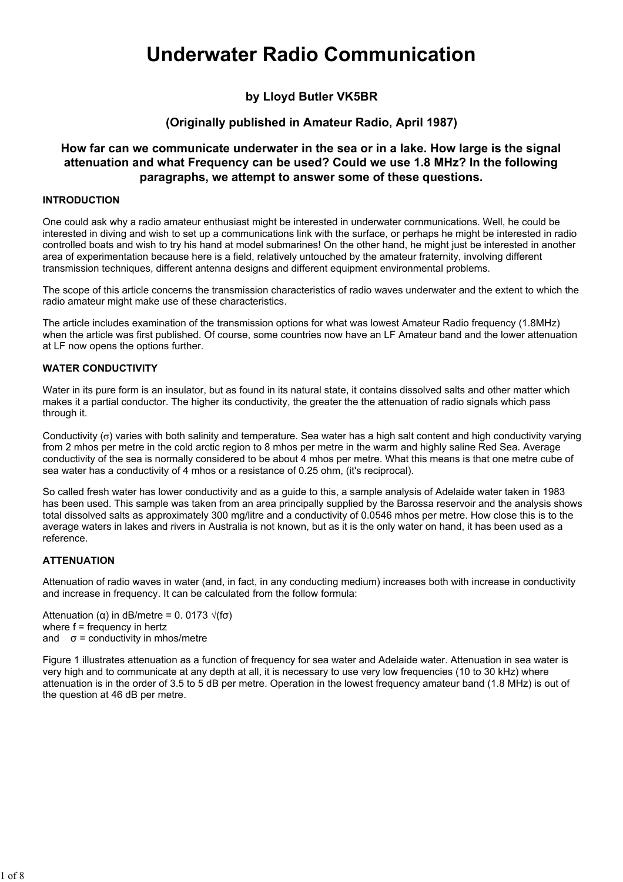# Underwater Radio Communication

**by Lloyd Butler VK5BR**

**(Originally published in Amateur Radio, April 1987)**

**How far can we communicate underwater in the sea or in a lake. How large is the signal attenuation and what Frequency can be used? Could we use 1.8 MHz? In the following paragraphs, we attempt to answer some of these questions.**

## INTRODUCTION

One could ask why a radio amateur enthusiast might be interested in underwater cornmunications. Well, he could be interested in diving and wish to set up a communications link with the surface, or perhaps he might be interested in radio controlled boats and wish to try his hand at model submarines! On the other hand, he might just be interested in another area of experimentation because here is a field, relatively untouched by the amateur fraternity, involving different transmission techniques, different antenna designs and different equipment environmental problems.

The scope of this article concerns the transmission characteristics of radio waves underwater and the extent to which the radio amateur might make use of these characteristics.

The article includes examination of the transmission options for what was lowest Amateur Radio frequency (1.8MHz) when the article was first published. Of course, some countries now have an LF Amateur band and the lower attenuation at LF now opens the options further.

## WATER CONDUCTIVITY

Water in its pure form is an insulator, but as found in its natural state, it contains dissolved salts and other matter which makes it a partial conductor. The higher its conductivity, the greater the the attenuation of radio signals which pass through it.

Conductivity ($\sigma$) varies with both salinity and temperature. Sea water has a high salt content and high conductivity varying from 2 mhos per metre in the cold arctic region to 8 mhos per metre in the warm and highly saline Red Sea. Average conductivity of the sea is normally considered to be about 4 mhos per metre. What this means is that one metre cube of sea water has a conductivity of 4 mhos or a resistance of 0.25 ohm, (it's reciprocal).

So called fresh water has lower conductivity and as a guide to this, a sample analysis of Adelaide water taken in 1983 has been used. This sample was taken from an area principally supplied by the Barossa reservoir and the analysis shows total dissolved salts as approximately 300 mg/litre and a conductivity of 0.0546 mhos per metre. How close this is to the average waters in lakes and rivers in Australia is not known, but as it is the only water on hand, it has been used as a reference.

## ATTENUATION

Attenuation of radio waves in water (and, in fact, in any conducting medium) increases both with increase in conductivity and increase in frequency. It can be calculated from the follow formula:

Attenuation ($\alpha$) in dB/metre = $0.0173 \sqrt{f\sigma}$
where f = frequency in hertz
and $\sigma$ = conductivity in mhos/metre

Figure 1 illustrates attenuation as a function of frequency for sea water and Adelaide water. Attenuation in sea water is very high and to communicate at any depth at all, it is necessary to use very low frequencies (10 to 30 kHz) where attenuation is in the order of 3.5 to 5 dB per metre. Operation in the lowest frequency amateur band (1.8 MHz) is out of the question at 46 dB per metre.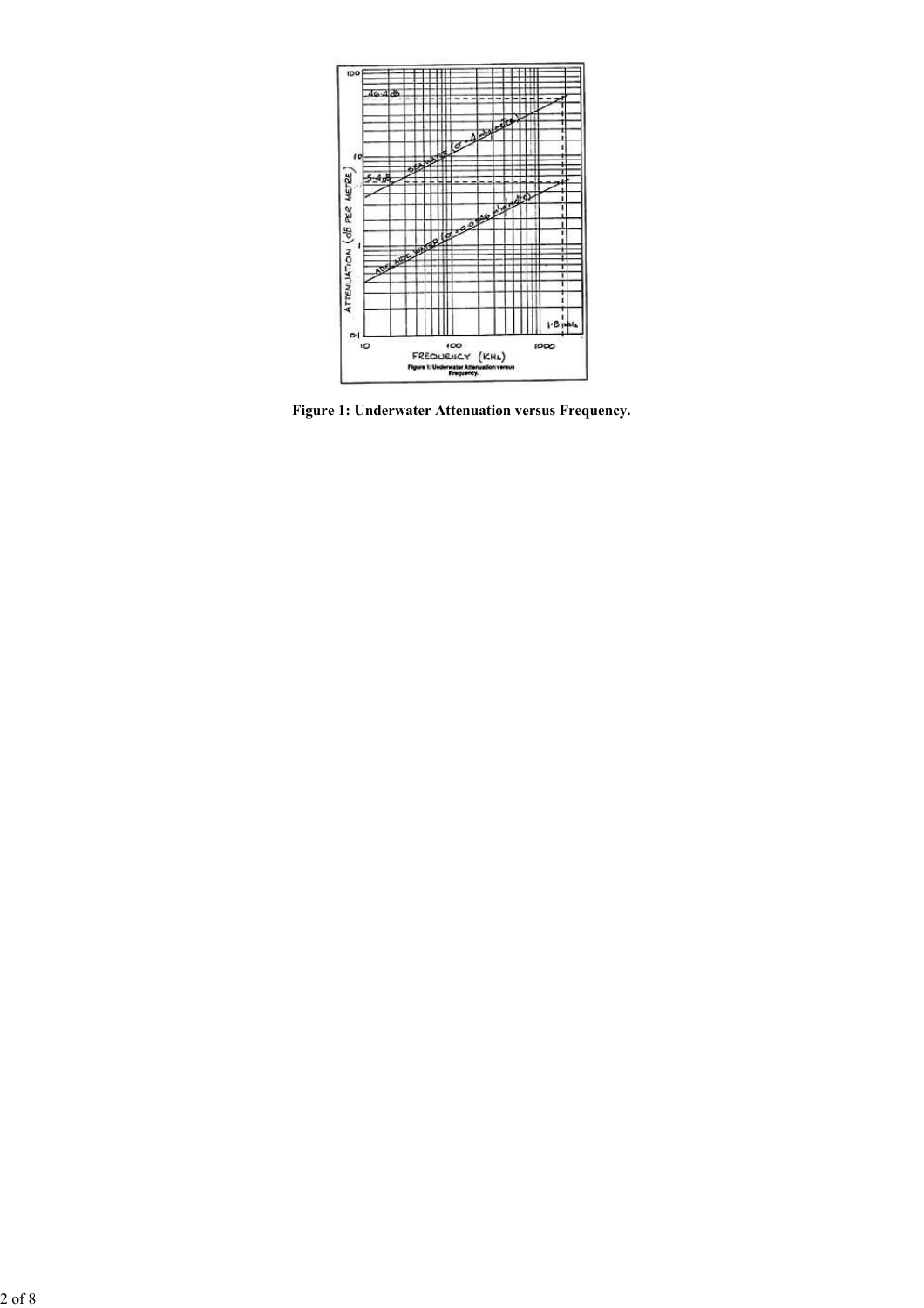Figure 1: Underwater Attenuation versus Frequency.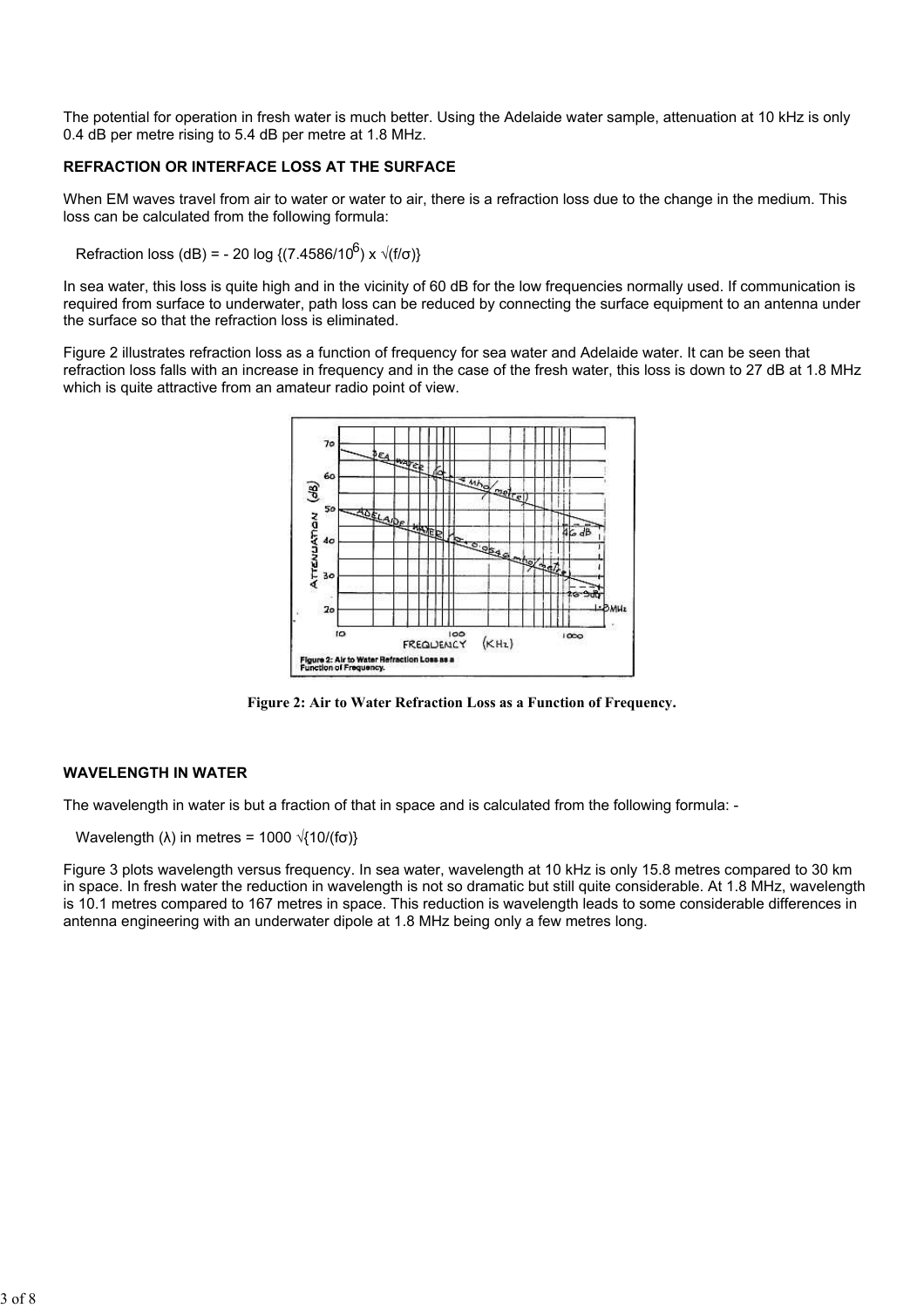The potential for operation in fresh water is much better. Using the Adelaide water sample, attenuation at 10 kHz is only 0.4 dB per metre rising to 5.4 dB per metre at 1.8 MHz.

**REFRACTION OR INTERFACE LOSS AT THE SURFACE**

When EM waves travel from air to water or water to air, there is a refraction loss due to the change in the medium. This loss can be calculated from the following formula:

Refraction loss (dB) = $-20 \log \{(7.4586/10^6) \times \sqrt{(f/\sigma)}\}$

In sea water, this loss is quite high and in the vicinity of 60 dB for the low frequencies normally used. If communication is required from surface to underwater, path loss can be reduced by connecting the surface equipment to an antenna under the surface so that the refraction loss is eliminated.

Figure 2 illustrates refraction loss as a function of frequency for sea water and Adelaide water. It can be seen that refraction loss falls with an increase in frequency and in the case of the fresh water, this loss is down to 27 dB at 1.8 MHz which is quite attractive from an amateur radio point of view.

**Figure 2: Air to Water Refraction Loss as a Function of Frequency.**

**WAVELENGTH IN WATER**

The wavelength in water is but a fraction of that in space and is calculated from the following formula: -

Wavelength ($\lambda$) in metres = $1000 \sqrt{\{10/(f\sigma)\}}$

Figure 3 plots wavelength versus frequency. In sea water, wavelength at 10 kHz is only 15.8 metres compared to 30 km in space. In fresh water the reduction in wavelength is not so dramatic but still quite considerable. At 1.8 MHz, wavelength is 10.1 metres compared to 167 metres in space. This reduction is wavelength leads to some considerable differences in antenna engineering with an underwater dipole at 1.8 MHz being only a few metres long.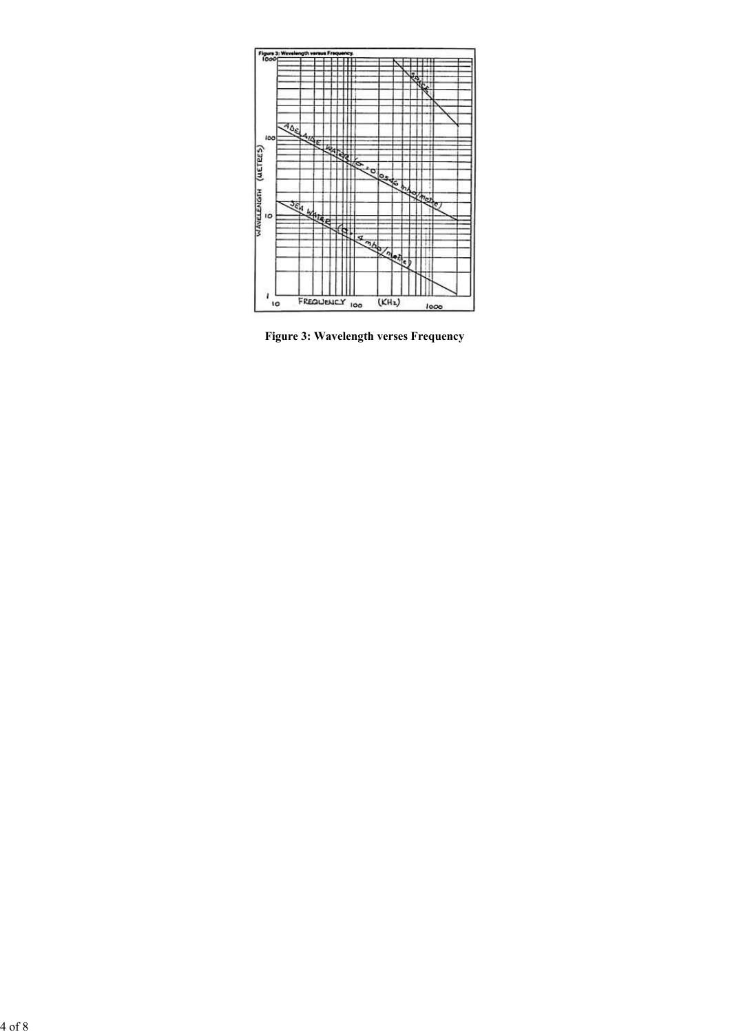Figure 3: Wavelength verses Frequency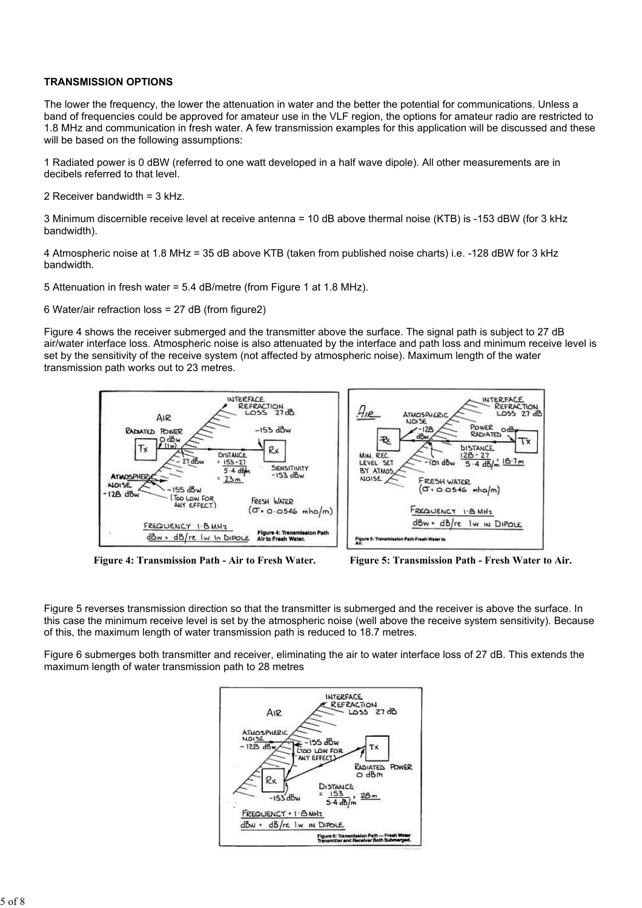**TRANSMISSION OPTIONS**

The lower the frequency, the lower the attenuation in water and the better the potential for communications. Unless a band of frequencies could be approved for amateur use in the VLF region, the options for amateur radio are restricted to 1.8 MHz and communication in fresh water. A few transmission examples for this application will be discussed and these will be based on the following assumptions:

1 Radiated power is 0 dBW (referred to one watt developed in a half wave dipole). All other measurements are in decibels referred to that level.

2 Receiver bandwidth = 3 kHz.

3 Minimum discernible receive level at receive antenna = 10 dB above thermal noise (KTB) is -153 dBW (for 3 kHz bandwidth).

4 Atmospheric noise at 1.8 MHz = 35 dB above KTB (taken from published noise charts) i.e. -128 dBW for 3 kHz bandwidth.

5 Attenuation in fresh water = 5.4 dB/metre (from Figure 1 at 1.8 MHz).

6 Water/air refraction loss = 27 dB (from figure2)

Figure 4 shows the receiver submerged and the transmitter above the surface. The signal path is subject to 27 dB air/water interface loss. Atmospheric noise is also attenuated by the interface and path loss and minimum receive level is set by the sensitivity of the receive system (not affected by atmospheric noise). Maximum length of the water transmission path works out to 23 metres.

**Figure 4: Transmission Path - Air to Fresh Water.**

**Figure 5: Transmission Path - Fresh Water to Air.**

Figure 5 reverses transmission direction so that the transmitter is submerged and the receiver is above the surface. In this case the minimum receive level is set by the atmospheric noise (well above the receive system sensitivity). Because of this, the maximum length of water transmission path is reduced to 18.7 metres.

Figure 6 submerges both transmitter and receiver, eliminating the air to water interface loss of 27 dB. This extends the maximum length of water transmission path to 28 metres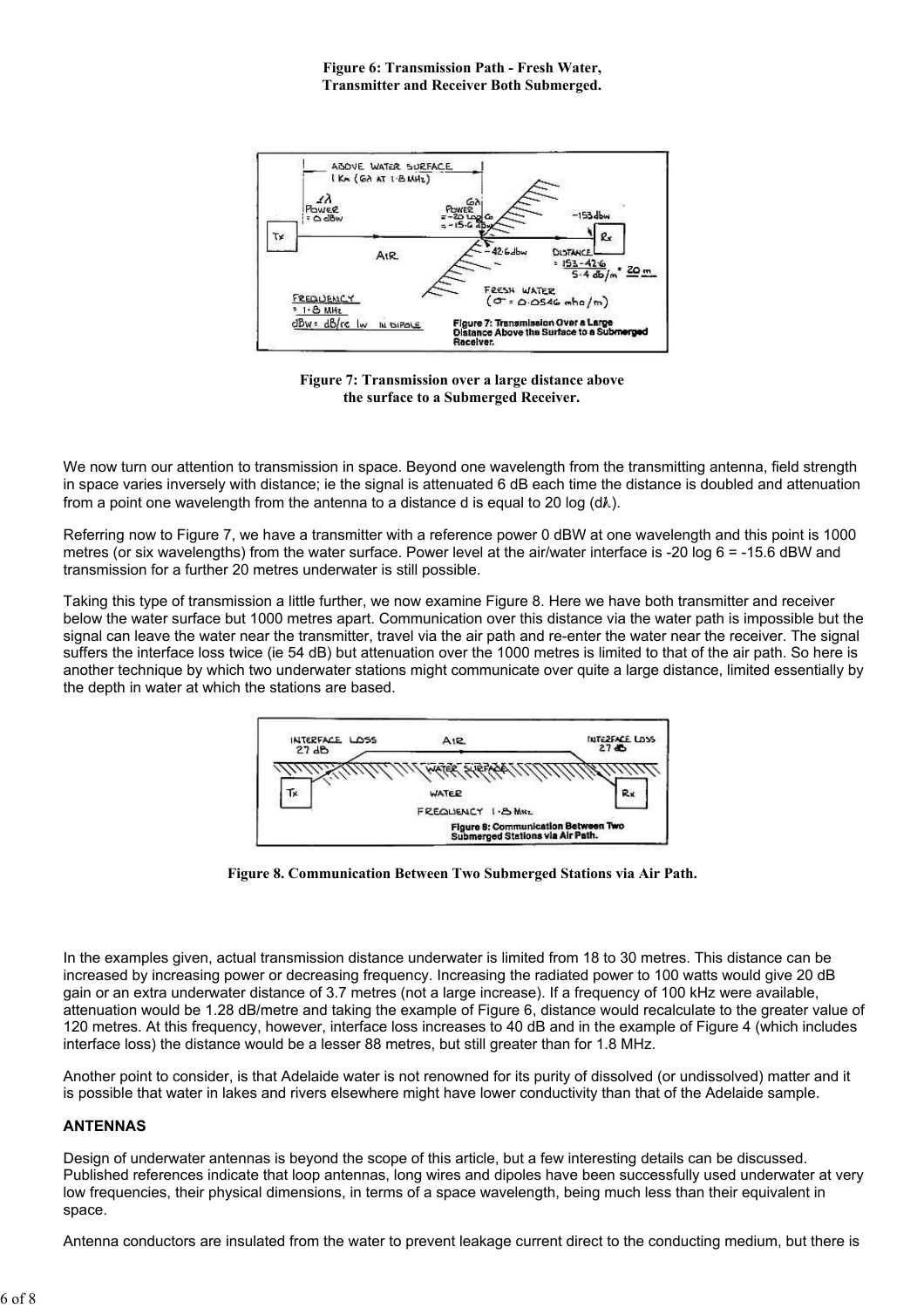**Figure 6: Transmission Path - Fresh Water, Transmitter and Receiver Both Submerged.**

**Figure 7: Transmission over a large distance above the surface to a Submerged Receiver.**

We now turn our attention to transmission in space. Beyond one wavelength from the transmitting antenna, field strength in space varies inversely with distance; ie the signal is attenuated 6 dB each time the distance is doubled and attenuation from a point one wavelength from the antenna to a distance d is equal to 20 log (d$\lambda$).

Referring now to Figure 7, we have a transmitter with a reference power 0 dBW at one wavelength and this point is 1000 metres (or six wavelengths) from the water surface. Power level at the air/water interface is -20 log 6 = -15.6 dBW and transmission for a further 20 metres underwater is still possible.

Taking this type of transmission a little further, we now examine Figure 8. Here we have both transmitter and receiver below the water surface but 1000 metres apart. Communication over this distance via the water path is impossible but the signal can leave the water near the transmitter, travel via the air path and re-enter the water near the receiver. The signal suffers the interface loss twice (ie 54 dB) but attenuation over the 1000 metres is limited to that of the air path. So here is another technique by which two underwater stations might communicate over quite a large distance, limited essentially by the depth in water at which the stations are based.

**Figure 8. Communication Between Two Submerged Stations via Air Path.**

In the examples given, actual transmission distance underwater is limited from 18 to 30 metres. This distance can be increased by increasing power or decreasing frequency. Increasing the radiated power to 100 watts would give 20 dB gain or an extra underwater distance of 3.7 metres (not a large increase). If a frequency of 100 kHz were available, attenuation would be 1.28 dB/metre and taking the example of Figure 6, distance would recalculate to the greater value of 120 metres. At this frequency, however, interface loss increases to 40 dB and in the example of Figure 4 (which includes interface loss) the distance would be a lesser 88 metres, but still greater than for 1.8 MHz.

Another point to consider, is that Adelaide water is not renowned for its purity of dissolved (or undissolved) matter and it is possible that water in lakes and rivers elsewhere might have lower conductivity than that of the Adelaide sample.

**ANTENNAS**

Design of underwater antennas is beyond the scope of this article, but a few interesting details can be discussed. Published references indicate that loop antennas, long wires and dipoles have been successfully used underwater at very low frequencies, their physical dimensions, in terms of a space wavelength, being much less than their equivalent in space.

Antenna conductors are insulated from the water to prevent leakage current direct to the conducting medium, but there is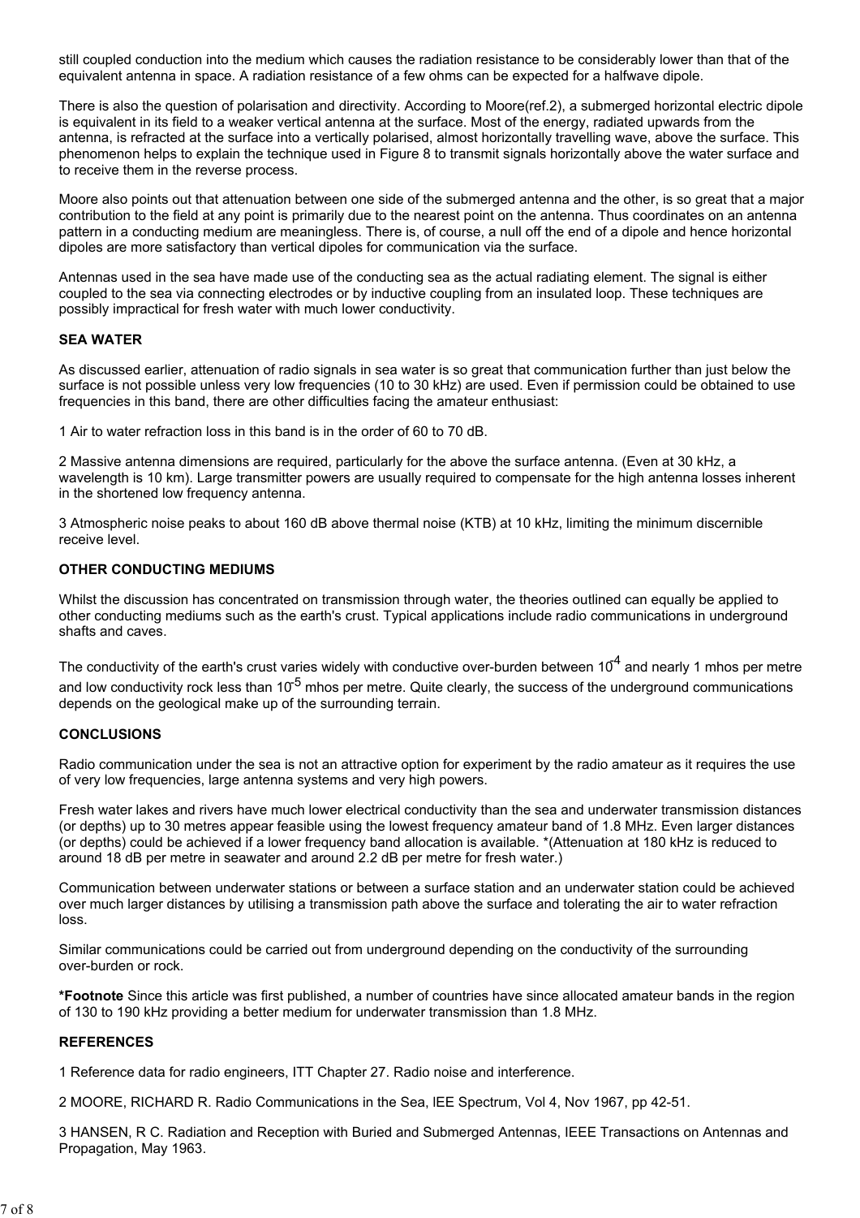still coupled conduction into the medium which causes the radiation resistance to be considerably lower than that of the equivalent antenna in space. A radiation resistance of a few ohms can be expected for a halfwave dipole.

There is also the question of polarisation and directivity. According to Moore(ref.2), a submerged horizontal electric dipole is equivalent in its field to a weaker vertical antenna at the surface. Most of the energy, radiated upwards from the antenna, is refracted at the surface into a vertically polarised, almost horizontally travelling wave, above the surface. This phenomenon helps to explain the technique used in Figure 8 to transmit signals horizontally above the water surface and to receive them in the reverse process.

Moore also points out that attenuation between one side of the submerged antenna and the other, is so great that a major contribution to the field at any point is primarily due to the nearest point on the antenna. Thus coordinates on an antenna pattern in a conducting medium are meaningless. There is, of course, a null off the end of a dipole and hence horizontal dipoles are more satisfactory than vertical dipoles for communication via the surface.

Antennas used in the sea have made use of the conducting sea as the actual radiating element. The signal is either coupled to the sea via connecting electrodes or by inductive coupling from an insulated loop. These techniques are possibly impractical for fresh water with much lower conductivity.

**SEA WATER**

As discussed earlier, attenuation of radio signals in sea water is so great that communication further than just below the surface is not possible unless very low frequencies (10 to 30 kHz) are used. Even if permission could be obtained to use frequencies in this band, there are other difficulties facing the amateur enthusiast:

1 Air to water refraction loss in this band is in the order of 60 to 70 dB.

2 Massive antenna dimensions are required, particularly for the above the surface antenna. (Even at 30 kHz, a wavelength is 10 km). Large transmitter powers are usually required to compensate for the high antenna losses inherent in the shortened low frequency antenna.

3 Atmospheric noise peaks to about 160 dB above thermal noise (KTB) at 10 kHz, limiting the minimum discernible receive level.

**OTHER CONDUCTING MEDIUMS**

Whilst the discussion has concentrated on transmission through water, the theories outlined can equally be applied to other conducting mediums such as the earth's crust. Typical applications include radio communications in underground shafts and caves.

The conductivity of the earth's crust varies widely with conductive over-burden between $10^{-4}$ and nearly 1 mhos per metre and low conductivity rock less than $10^{-5}$ mhos per metre. Quite clearly, the success of the underground communications depends on the geological make up of the surrounding terrain.

**CONCLUSIONS**

Radio communication under the sea is not an attractive option for experiment by the radio amateur as it requires the use of very low frequencies, large antenna systems and very high powers.

Fresh water lakes and rivers have much lower electrical conductivity than the sea and underwater transmission distances (or depths) up to 30 metres appear feasible using the lowest frequency amateur band of 1.8 MHz. Even larger distances (or depths) could be achieved if a lower frequency band allocation is available. *(Attenuation at 180 kHz is reduced to around 18 dB per metre in seawater and around 2.2 dB per metre for fresh water.)

Communication between underwater stations or between a surface station and an underwater station could be achieved over much larger distances by utilising a transmission path above the surface and tolerating the air to water refraction loss.

Similar communications could be carried out from underground depending on the conductivity of the surrounding over-burden or rock.

**\*Footnote** Since this article was first published, a number of countries have since allocated amateur bands in the region of 130 to 190 kHz providing a better medium for underwater transmission than 1.8 MHz.

**REFERENCES**

1 Reference data for radio engineers, ITT Chapter 27. Radio noise and interference.

2 MOORE, RICHARD R. Radio Communications in the Sea, IEE Spectrum, Vol 4, Nov 1967, pp 42-51.

3 HANSEN, R C. Radiation and Reception with Buried and Submerged Antennas, IEEE Transactions on Antennas and Propagation, May 1963.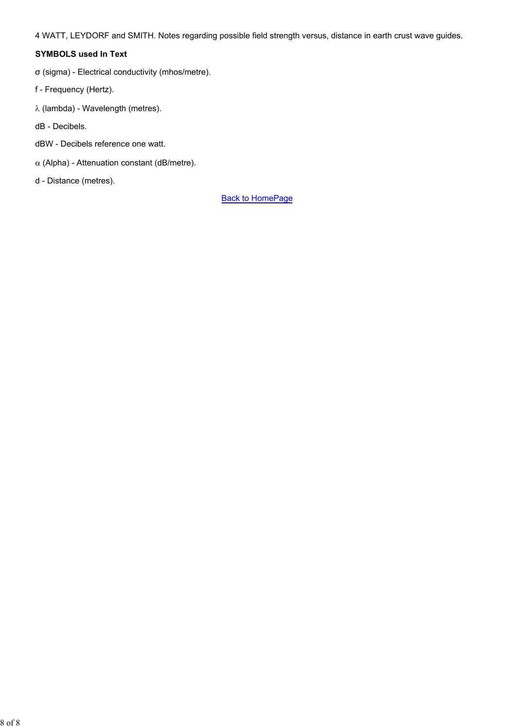4 WATT, LEYDORF and SMITH. Notes regarding possible field strength versus, distance in earth crust wave guides.

**SYMBOLS used In Text**

$\sigma$ (sigma) - Electrical conductivity (mhos/metre).

f - Frequency (Hertz).

$\lambda$ (lambda) - Wavelength (metres).

dB - Decibels.

dBW - Decibels reference one watt.

$\alpha$ (Alpha) - Attenuation constant (dB/metre).

d - Distance (metres).

Back to HomePage